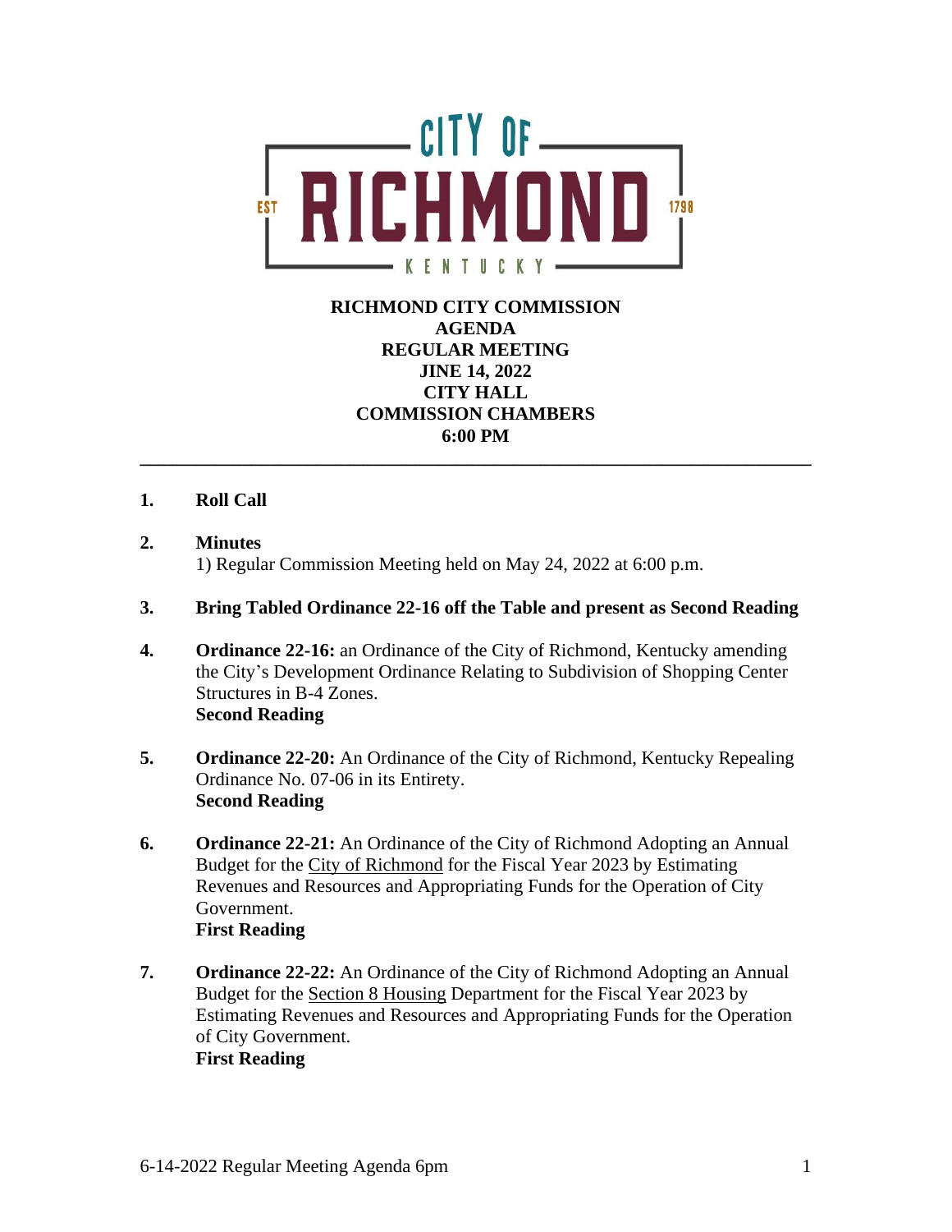CITY OF RICHMOND

EST 1798

KENTUCKY

**RICHMOND CITY COMMISSION**
**AGENDA**
**REGULAR MEETING**
**JINE 14, 2022**
**CITY HALL**
**COMMISSION CHAMBERS**
**6:00 PM**

---

1. **Roll Call**

2. **Minutes**
   1) Regular Commission Meeting held on May 24, 2022 at 6:00 p.m.

3. **Bring Tabled Ordinance 22-16 off the Table and present as Second Reading**

4. **Ordinance 22-16:** an Ordinance of the City of Richmond, Kentucky amending the City's Development Ordinance Relating to Subdivision of Shopping Center Structures in B-4 Zones.
   **Second Reading**

5. **Ordinance 22-20:** An Ordinance of the City of Richmond, Kentucky Repealing Ordinance No. 07-06 in its Entirety.
   **Second Reading**

6. **Ordinance 22-21:** An Ordinance of the City of Richmond Adopting an Annual Budget for the <u>City of Richmond</u> for the Fiscal Year 2023 by Estimating Revenues and Resources and Appropriating Funds for the Operation of City Government.
   **First Reading**

7. **Ordinance 22-22:** An Ordinance of the City of Richmond Adopting an Annual Budget for the <u>Section 8 Housing</u> Department for the Fiscal Year 2023 by Estimating Revenues and Resources and Appropriating Funds for the Operation of City Government.
   **First Reading**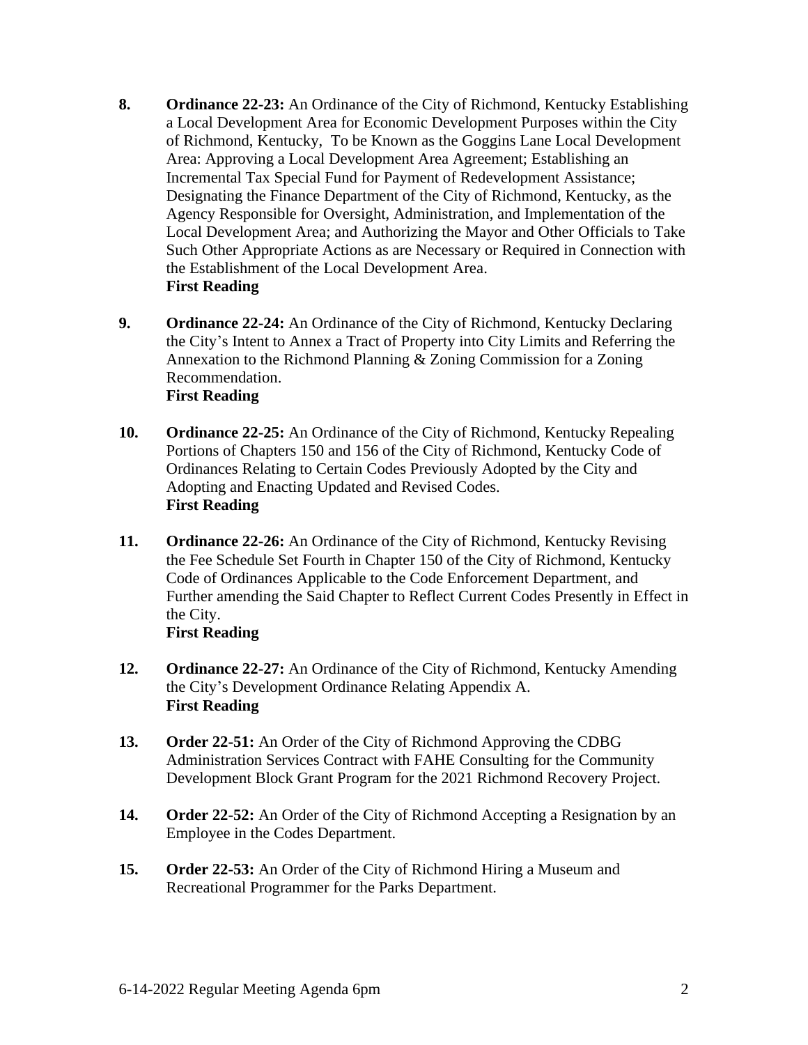8. **Ordinance 22-23:** An Ordinance of the City of Richmond, Kentucky Establishing a Local Development Area for Economic Development Purposes within the City of Richmond, Kentucky, To be Known as the Goggins Lane Local Development Area: Approving a Local Development Area Agreement; Establishing an Incremental Tax Special Fund for Payment of Redevelopment Assistance; Designating the Finance Department of the City of Richmond, Kentucky, as the Agency Responsible for Oversight, Administration, and Implementation of the Local Development Area; and Authorizing the Mayor and Other Officials to Take Such Other Appropriate Actions as are Necessary or Required in Connection with the Establishment of the Local Development Area.
   **First Reading**

9. **Ordinance 22-24:** An Ordinance of the City of Richmond, Kentucky Declaring the City's Intent to Annex a Tract of Property into City Limits and Referring the Annexation to the Richmond Planning & Zoning Commission for a Zoning Recommendation.
   **First Reading**

10. **Ordinance 22-25:** An Ordinance of the City of Richmond, Kentucky Repealing Portions of Chapters 150 and 156 of the City of Richmond, Kentucky Code of Ordinances Relating to Certain Codes Previously Adopted by the City and Adopting and Enacting Updated and Revised Codes.
    **First Reading**

11. **Ordinance 22-26:** An Ordinance of the City of Richmond, Kentucky Revising the Fee Schedule Set Fourth in Chapter 150 of the City of Richmond, Kentucky Code of Ordinances Applicable to the Code Enforcement Department, and Further amending the Said Chapter to Reflect Current Codes Presently in Effect in the City.
    **First Reading**

12. **Ordinance 22-27:** An Ordinance of the City of Richmond, Kentucky Amending the City's Development Ordinance Relating Appendix A.
    **First Reading**

13. **Order 22-51:** An Order of the City of Richmond Approving the CDBG Administration Services Contract with FAHE Consulting for the Community Development Block Grant Program for the 2021 Richmond Recovery Project.

14. **Order 22-52:** An Order of the City of Richmond Accepting a Resignation by an Employee in the Codes Department.

15. **Order 22-53:** An Order of the City of Richmond Hiring a Museum and Recreational Programmer for the Parks Department.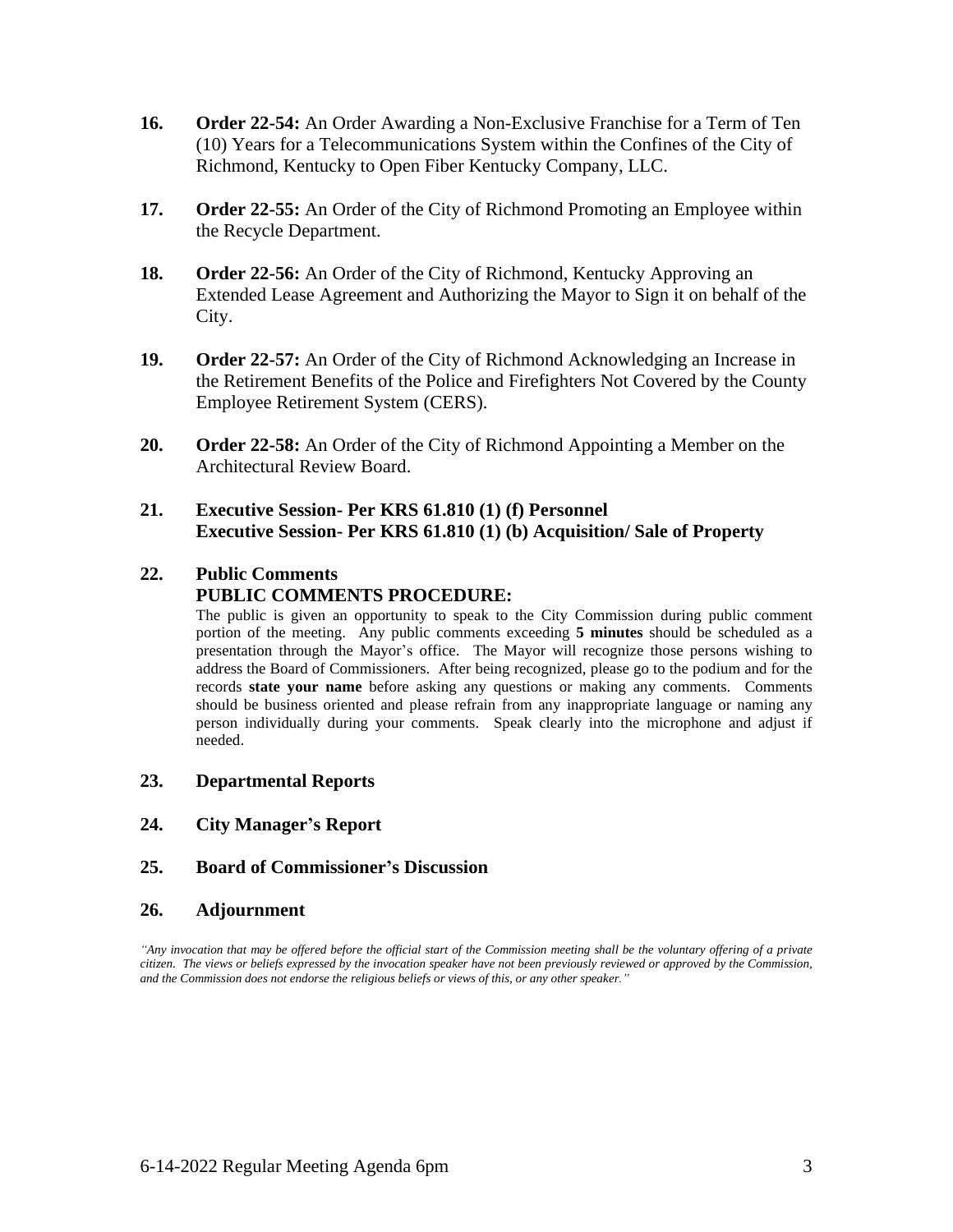**16.** **Order 22-54:** An Order Awarding a Non-Exclusive Franchise for a Term of Ten (10) Years for a Telecommunications System within the Confines of the City of Richmond, Kentucky to Open Fiber Kentucky Company, LLC.

**17.** **Order 22-55:** An Order of the City of Richmond Promoting an Employee within the Recycle Department.

**18.** **Order 22-56:** An Order of the City of Richmond, Kentucky Approving an Extended Lease Agreement and Authorizing the Mayor to Sign it on behalf of the City.

**19.** **Order 22-57:** An Order of the City of Richmond Acknowledging an Increase in the Retirement Benefits of the Police and Firefighters Not Covered by the County Employee Retirement System (CERS).

**20.** **Order 22-58:** An Order of the City of Richmond Appointing a Member on the Architectural Review Board.

**21.** **Executive Session- Per KRS 61.810 (1) (f) Personnel**
**Executive Session- Per KRS 61.810 (1) (b) Acquisition/ Sale of Property**

**22.** **Public Comments**
**PUBLIC COMMENTS PROCEDURE:**

The public is given an opportunity to speak to the City Commission during public comment portion of the meeting. Any public comments exceeding **5 minutes** should be scheduled as a presentation through the Mayor's office. The Mayor will recognize those persons wishing to address the Board of Commissioners. After being recognized, please go to the podium and for the records **state your name** before asking any questions or making any comments. Comments should be business oriented and please refrain from any inappropriate language or naming any person individually during your comments. Speak clearly into the microphone and adjust if needed.

**23.** **Departmental Reports**

**24.** **City Manager's Report**

**25.** **Board of Commissioner's Discussion**

**26.** **Adjournment**

*"Any invocation that may be offered before the official start of the Commission meeting shall be the voluntary offering of a private citizen. The views or beliefs expressed by the invocation speaker have not been previously reviewed or approved by the Commission, and the Commission does not endorse the religious beliefs or views of this, or any other speaker."*